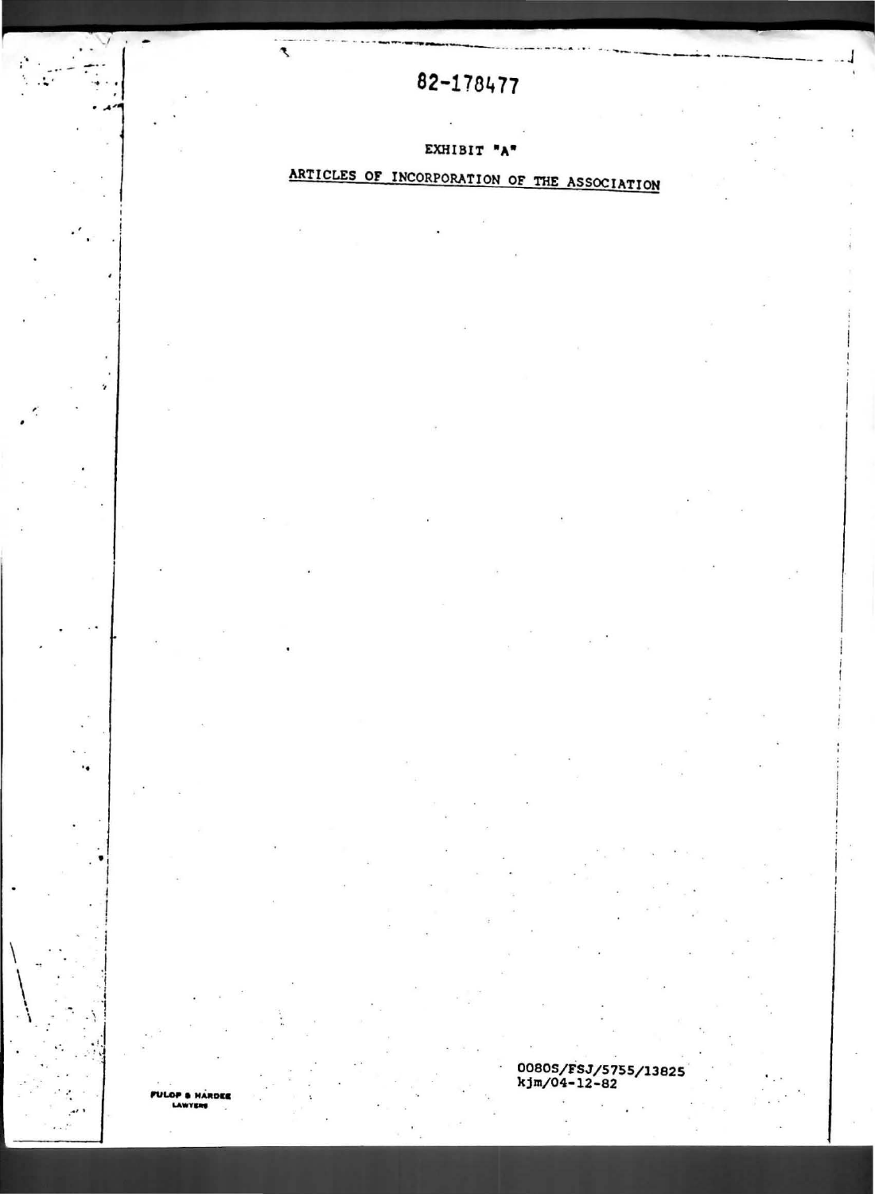82-178477

EXHIBIT "A"

ARTICLES OF INCORPORATION OF THE ASSOCIATION

0080S/FSJ/5755/13825
kjm/04-12-82

FULOP & HARDEE
LAWYERS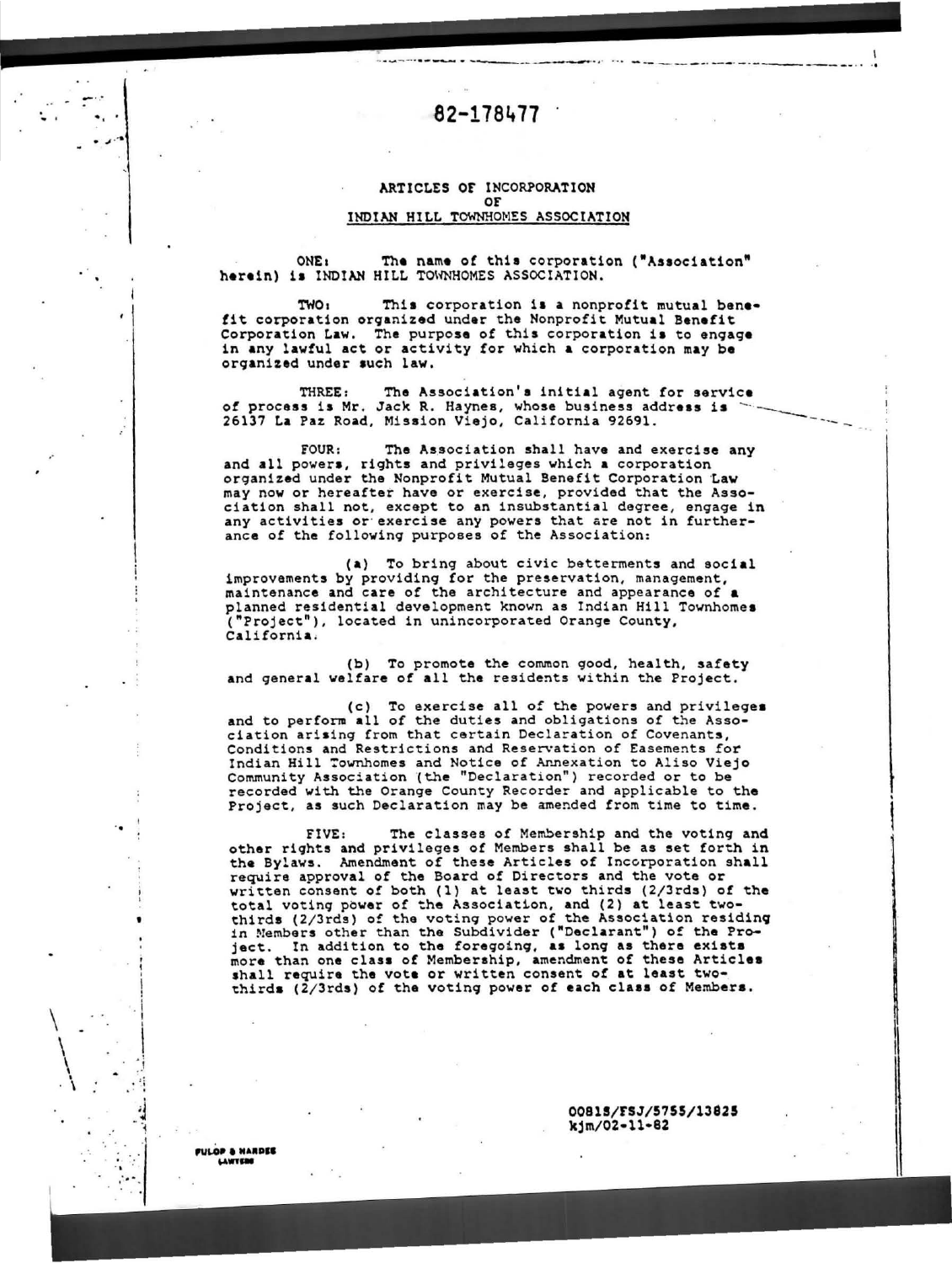82-178477

# ARTICLES OF INCORPORATION
## OF
## INDIAN HILL TOWNHOMES ASSOCIATION

ONE: The name of this corporation ("Association" herein) is INDIAN HILL TOWNHOMES ASSOCIATION.

TWO: This corporation is a nonprofit mutual benefit corporation organized under the Nonprofit Mutual Benefit Corporation Law. The purpose of this corporation is to engage in any lawful act or activity for which a corporation may be organized under such law.

THREE: The Association's initial agent for service of process is Mr. Jack R. Haynes, whose business address is 26137 La Paz Road, Mission Viejo, California 92691.

FOUR: The Association shall have and exercise any and all powers, rights and privileges which a corporation organized under the Nonprofit Mutual Benefit Corporation Law may now or hereafter have or exercise, provided that the Association shall not, except to an insubstantial degree, engage in any activities or exercise any powers that are not in furtherance of the following purposes of the Association:

(a) To bring about civic betterments and social improvements by providing for the preservation, management, maintenance and care of the architecture and appearance of a planned residential development known as Indian Hill Townhomes ("Project"), located in unincorporated Orange County, California.

(b) To promote the common good, health, safety and general welfare of all the residents within the Project.

(c) To exercise all of the powers and privileges and to perform all of the duties and obligations of the Association arising from that certain Declaration of Covenants, Conditions and Restrictions and Reservation of Easements for Indian Hill Townhomes and Notice of Annexation to Aliso Viejo Community Association (the "Declaration") recorded or to be recorded with the Orange County Recorder and applicable to the Project, as such Declaration may be amended from time to time.

FIVE: The classes of Membership and the voting and other rights and privileges of Members shall be as set forth in the Bylaws. Amendment of these Articles of Incorporation shall require approval of the Board of Directors and the vote or written consent of both (1) at least two thirds (2/3rds) of the total voting power of the Association, and (2) at least two-thirds (2/3rds) of the voting power of the Association residing in Members other than the Subdivider ("Declarant") of the Project. In addition to the foregoing, as long as there exists more than one class of Membership, amendment of these Articles shall require the vote or written consent of at least two-thirds (2/3rds) of the voting power of each class of Members.

00815/FSJ/5755/13825
kjm/02-11-82

FULOP & HARDEE
LAWYERS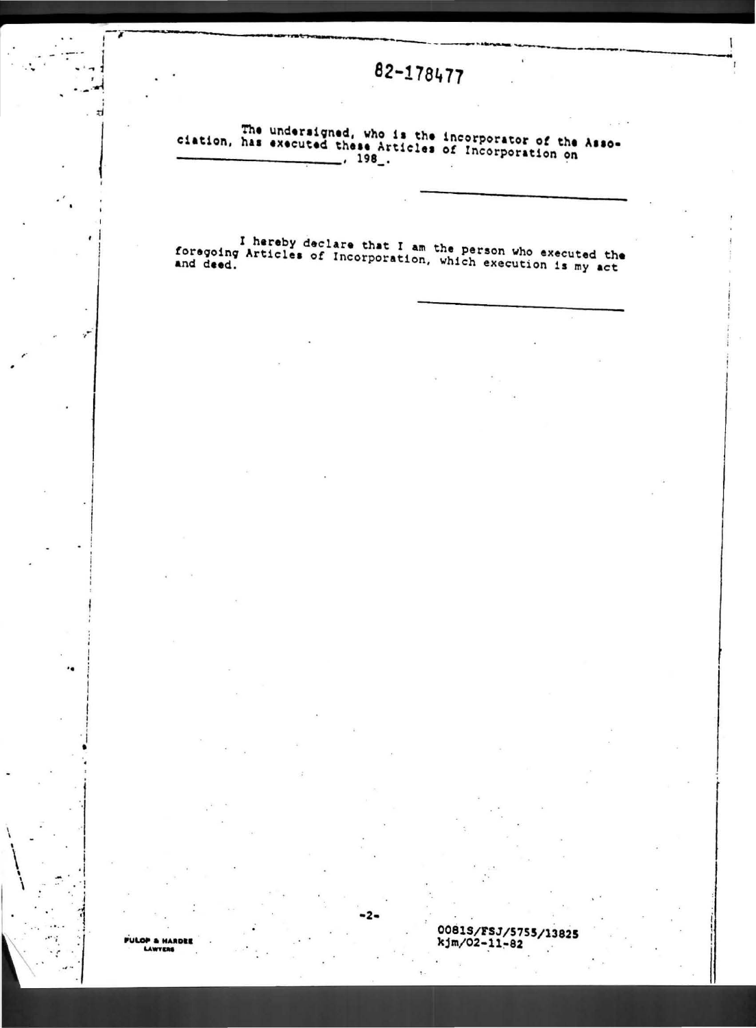82-178477

The undersigned, who is the incorporator of the Association, has executed these Articles of Incorporation on \_\_\_\_\_\_\_\_\_\_\_\_\_\_\_\_\_\_\_\_, 198_.

\_\_\_\_\_\_\_\_\_\_\_\_\_\_\_\_\_\_\_\_\_\_\_\_\_\_\_\_

I hereby declare that I am the person who executed the foregoing Articles of Incorporation, which execution is my act and deed.

\_\_\_\_\_\_\_\_\_\_\_\_\_\_\_\_\_\_\_\_\_\_\_\_\_\_\_\_

FULOP & HARDEE
LAWYERS

0081S/FSJ/5755/13825
kjm/02-11-82